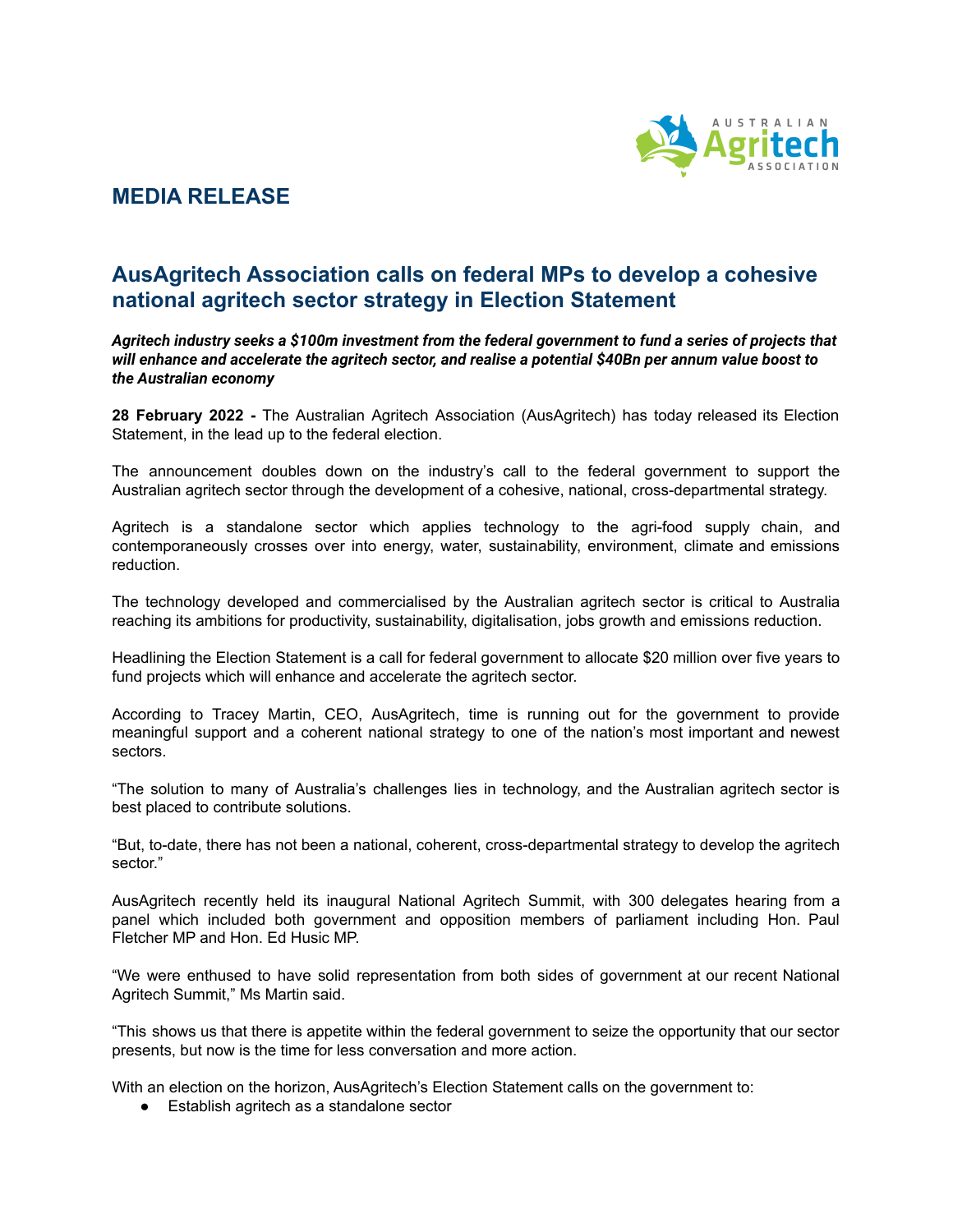## MEDIA RELEASE

# AusAgritech Association calls on federal MPs to develop a cohesive national agritech sector strategy in Election Statement

***Agritech industry seeks a $100m investment from the federal government to fund a series of projects that will enhance and accelerate the agritech sector, and realise a potential $40Bn per annum value boost to the Australian economy***

**28 February 2022 -** The Australian Agritech Association (AusAgritech) has today released its Election Statement, in the lead up to the federal election.

The announcement doubles down on the industry's call to the federal government to support the Australian agritech sector through the development of a cohesive, national, cross-departmental strategy.

Agritech is a standalone sector which applies technology to the agri-food supply chain, and contemporaneously crosses over into energy, water, sustainability, environment, climate and emissions reduction.

The technology developed and commercialised by the Australian agritech sector is critical to Australia reaching its ambitions for productivity, sustainability, digitalisation, jobs growth and emissions reduction.

Headlining the Election Statement is a call for federal government to allocate $20 million over five years to fund projects which will enhance and accelerate the agritech sector.

According to Tracey Martin, CEO, AusAgritech, time is running out for the government to provide meaningful support and a coherent national strategy to one of the nation's most important and newest sectors.

"The solution to many of Australia's challenges lies in technology, and the Australian agritech sector is best placed to contribute solutions.

"But, to-date, there has not been a national, coherent, cross-departmental strategy to develop the agritech sector."

AusAgritech recently held its inaugural National Agritech Summit, with 300 delegates hearing from a panel which included both government and opposition members of parliament including Hon. Paul Fletcher MP and Hon. Ed Husic MP.

"We were enthused to have solid representation from both sides of government at our recent National Agritech Summit," Ms Martin said.

"This shows us that there is appetite within the federal government to seize the opportunity that our sector presents, but now is the time for less conversation and more action.

With an election on the horizon, AusAgritech's Election Statement calls on the government to:

- Establish agritech as a standalone sector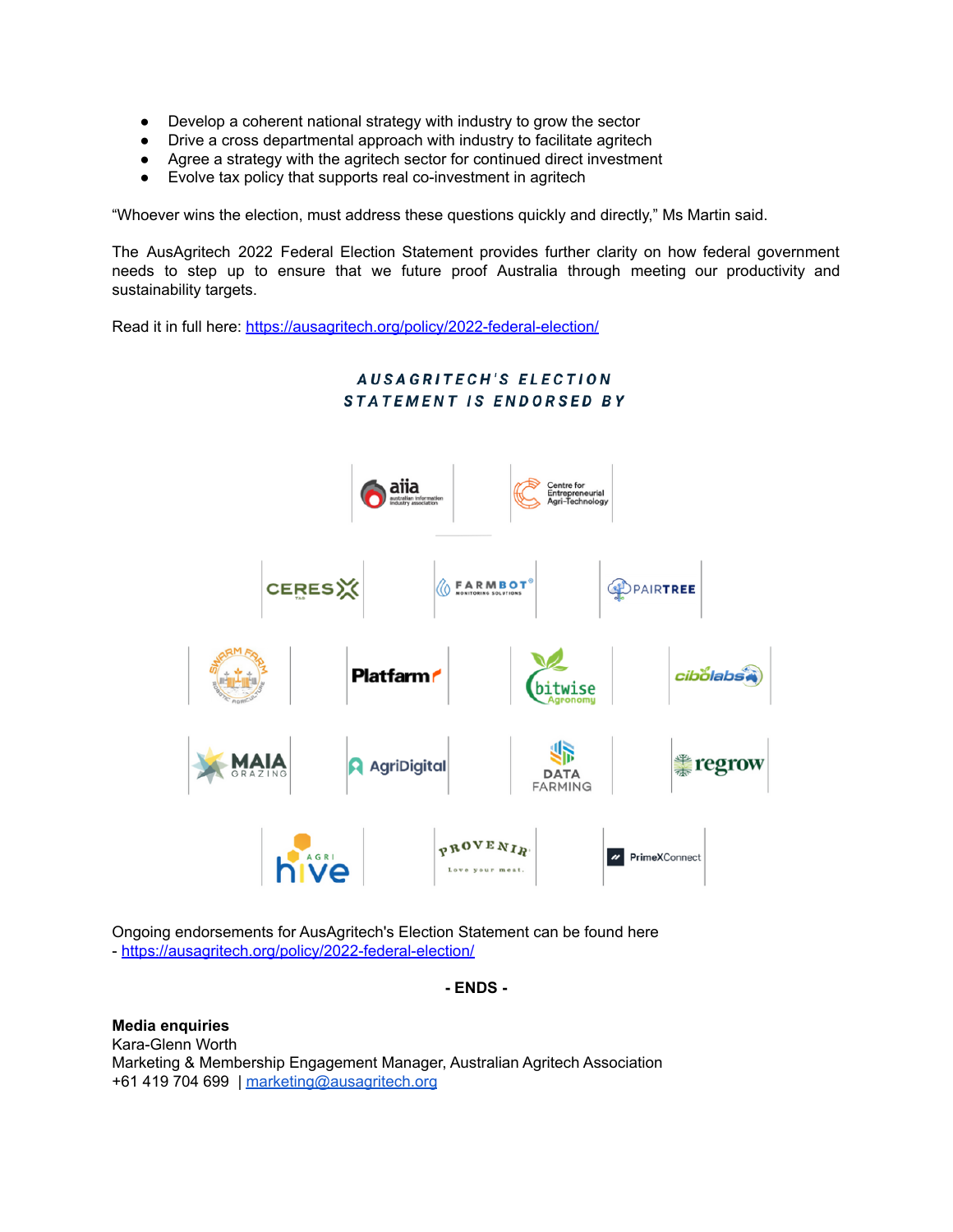- Develop a coherent national strategy with industry to grow the sector
- Drive a cross departmental approach with industry to facilitate agritech
- Agree a strategy with the agritech sector for continued direct investment
- Evolve tax policy that supports real co-investment in agritech

"Whoever wins the election, must address these questions quickly and directly," Ms Martin said.

The AusAgritech 2022 Federal Election Statement provides further clarity on how federal government needs to step up to ensure that we future proof Australia through meeting our productivity and sustainability targets.

Read it in full here: https://ausagritech.org/policy/2022-federal-election/

***AUSAGRITECH'S ELECTION STATEMENT IS ENDORSED BY***

Ongoing endorsements for AusAgritech's Election Statement can be found here - https://ausagritech.org/policy/2022-federal-election/

**- ENDS -**

**Media enquiries**
Kara-Glenn Worth
Marketing & Membership Engagement Manager, Australian Agritech Association
+61 419 704 699 | marketing@ausagritech.org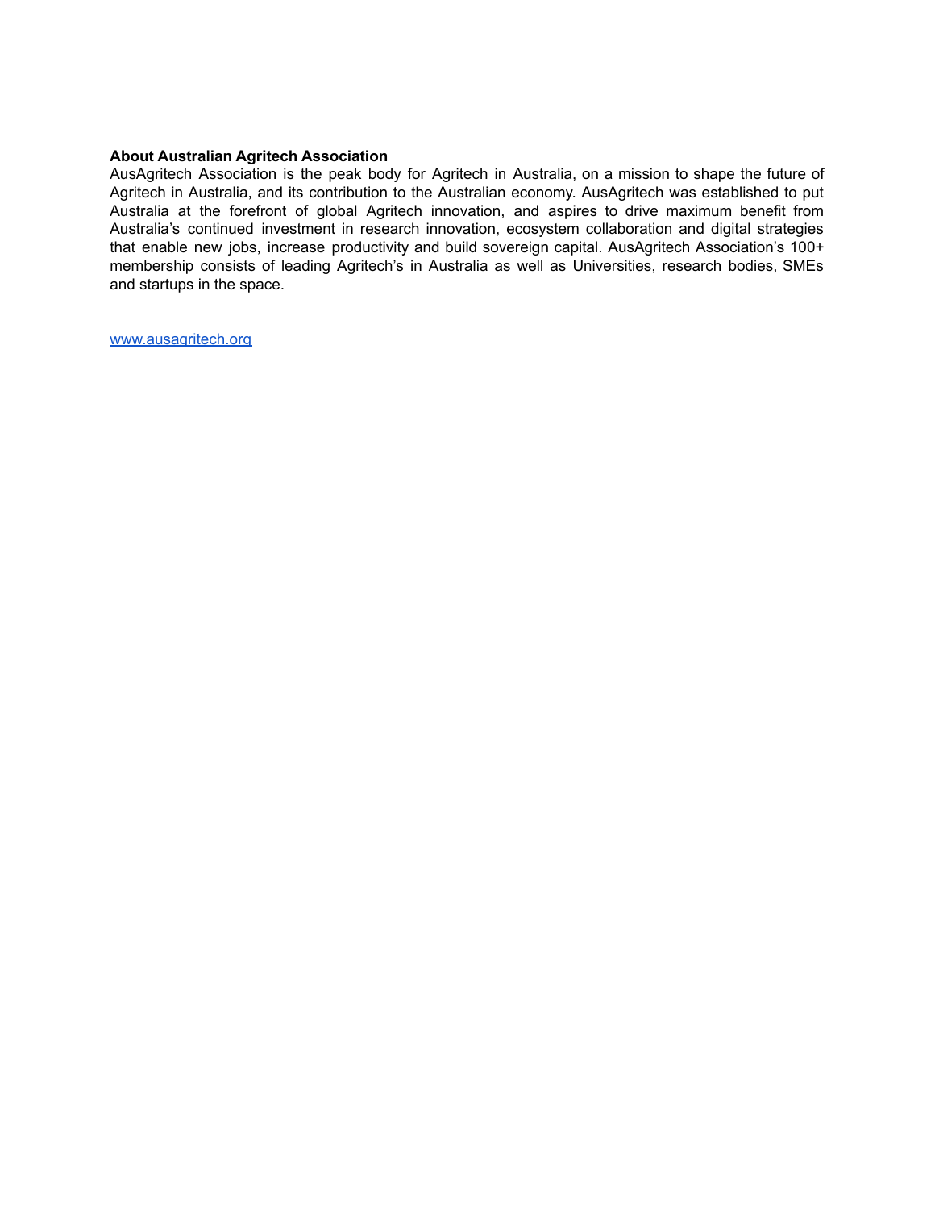**About Australian Agritech Association**
AusAgritech Association is the peak body for Agritech in Australia, on a mission to shape the future of Agritech in Australia, and its contribution to the Australian economy. AusAgritech was established to put Australia at the forefront of global Agritech innovation, and aspires to drive maximum benefit from Australia's continued investment in research innovation, ecosystem collaboration and digital strategies that enable new jobs, increase productivity and build sovereign capital. AusAgritech Association's 100+ membership consists of leading Agritech's in Australia as well as Universities, research bodies, SMEs and startups in the space.

[www.ausagritech.org](http://www.ausagritech.org)